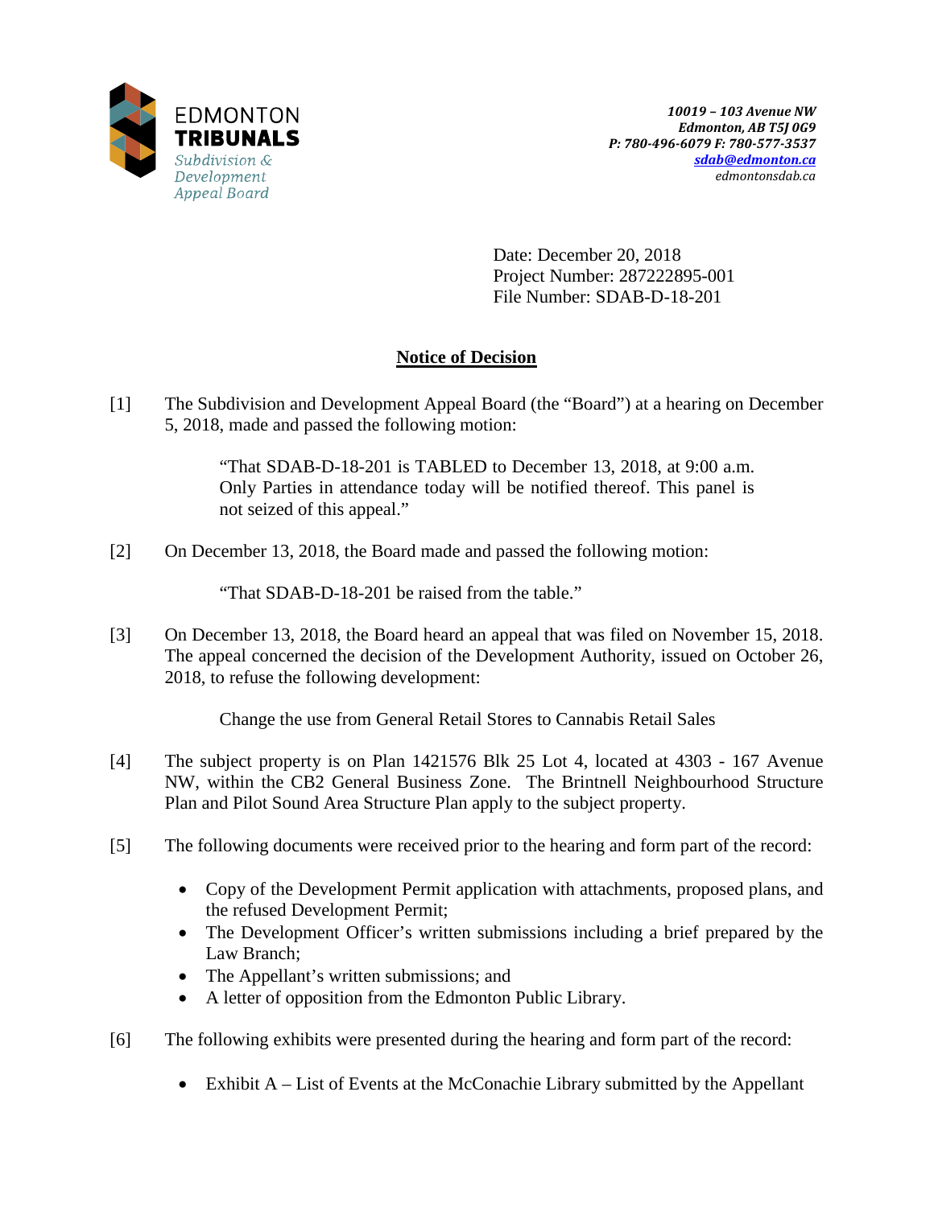EDMONTON
**TRIBUNALS**
*Subdivision & Development Appeal Board*

***10019 – 103 Avenue NW***
***Edmonton, AB T5J 0G9***
***P: 780-496-6079 F: 780-577-3537***
***sdab@edmonton.ca***
*edmontonsdab.ca*

Date: December 20, 2018
Project Number: 287222895-001
File Number: SDAB-D-18-201

## Notice of Decision

[1] The Subdivision and Development Appeal Board (the "Board") at a hearing on December 5, 2018, made and passed the following motion:

> "That SDAB-D-18-201 is TABLED to December 13, 2018, at 9:00 a.m. Only Parties in attendance today will be notified thereof. This panel is not seized of this appeal."

[2] On December 13, 2018, the Board made and passed the following motion:

> "That SDAB-D-18-201 be raised from the table."

[3] On December 13, 2018, the Board heard an appeal that was filed on November 15, 2018. The appeal concerned the decision of the Development Authority, issued on October 26, 2018, to refuse the following development:

> Change the use from General Retail Stores to Cannabis Retail Sales

[4] The subject property is on Plan 1421576 Blk 25 Lot 4, located at 4303 - 167 Avenue NW, within the CB2 General Business Zone. The Brintnell Neighbourhood Structure Plan and Pilot Sound Area Structure Plan apply to the subject property.

[5] The following documents were received prior to the hearing and form part of the record:

- Copy of the Development Permit application with attachments, proposed plans, and the refused Development Permit;
- The Development Officer's written submissions including a brief prepared by the Law Branch;
- The Appellant's written submissions; and
- A letter of opposition from the Edmonton Public Library.

[6] The following exhibits were presented during the hearing and form part of the record:

- Exhibit A – List of Events at the McConachie Library submitted by the Appellant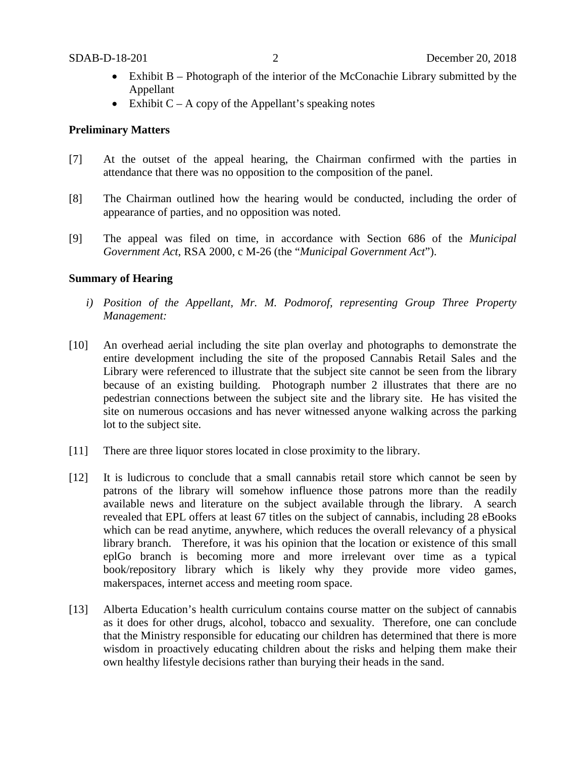- Exhibit B – Photograph of the interior of the McConachie Library submitted by the Appellant
- Exhibit C – A copy of the Appellant's speaking notes

**Preliminary Matters**

[7] At the outset of the appeal hearing, the Chairman confirmed with the parties in attendance that there was no opposition to the composition of the panel.

[8] The Chairman outlined how the hearing would be conducted, including the order of appearance of parties, and no opposition was noted.

[9] The appeal was filed on time, in accordance with Section 686 of the *Municipal Government Act*, RSA 2000, c M-26 (the "*Municipal Government Act*").

**Summary of Hearing**

*i) Position of the Appellant, Mr. M. Podmorof, representing Group Three Property Management:*

[10] An overhead aerial including the site plan overlay and photographs to demonstrate the entire development including the site of the proposed Cannabis Retail Sales and the Library were referenced to illustrate that the subject site cannot be seen from the library because of an existing building. Photograph number 2 illustrates that there are no pedestrian connections between the subject site and the library site. He has visited the site on numerous occasions and has never witnessed anyone walking across the parking lot to the subject site.

[11] There are three liquor stores located in close proximity to the library.

[12] It is ludicrous to conclude that a small cannabis retail store which cannot be seen by patrons of the library will somehow influence those patrons more than the readily available news and literature on the subject available through the library. A search revealed that EPL offers at least 67 titles on the subject of cannabis, including 28 eBooks which can be read anytime, anywhere, which reduces the overall relevancy of a physical library branch. Therefore, it was his opinion that the location or existence of this small eplGo branch is becoming more and more irrelevant over time as a typical book/repository library which is likely why they provide more video games, makerspaces, internet access and meeting room space.

[13] Alberta Education's health curriculum contains course matter on the subject of cannabis as it does for other drugs, alcohol, tobacco and sexuality. Therefore, one can conclude that the Ministry responsible for educating our children has determined that there is more wisdom in proactively educating children about the risks and helping them make their own healthy lifestyle decisions rather than burying their heads in the sand.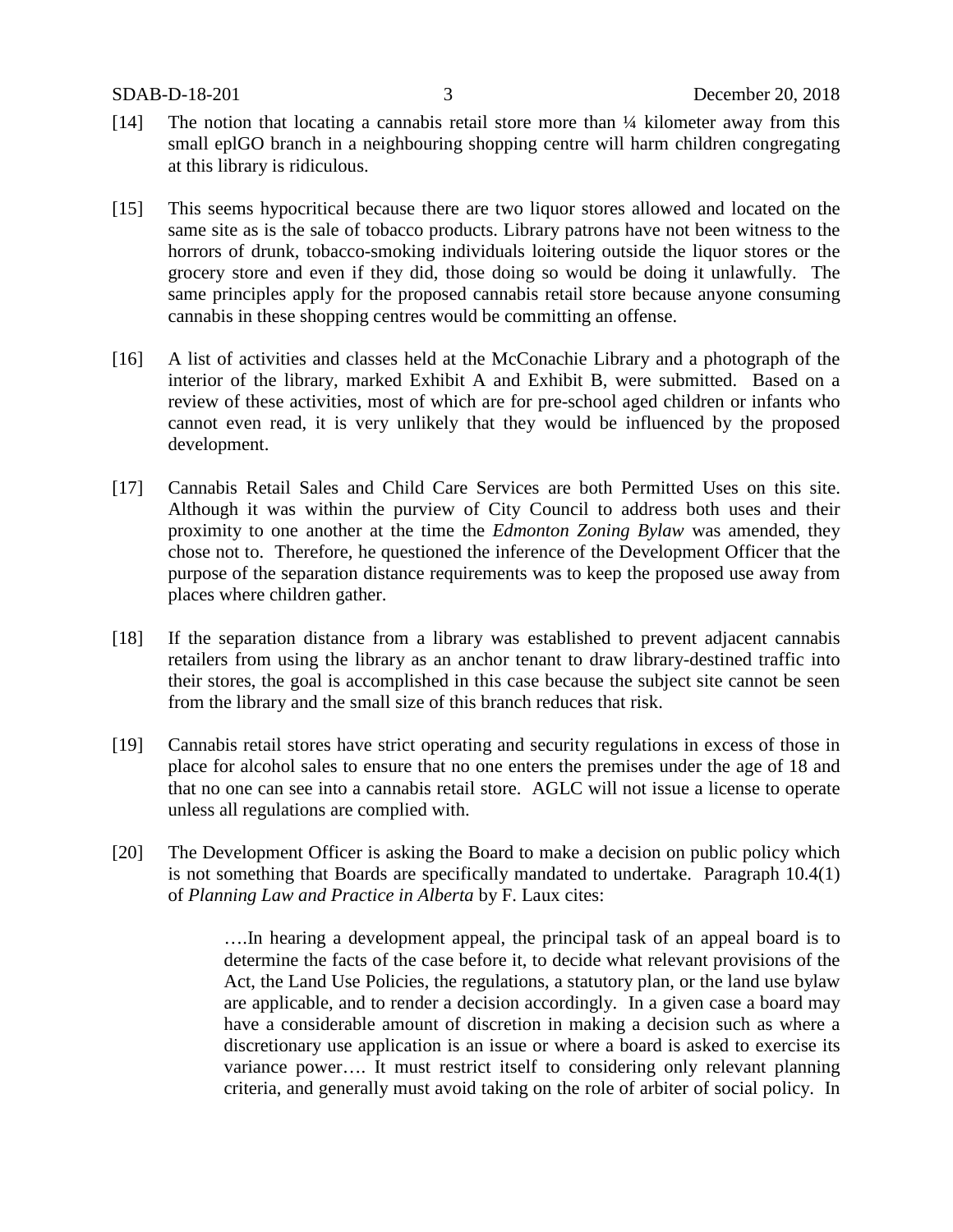[14] The notion that locating a cannabis retail store more than ¼ kilometer away from this small eplGO branch in a neighbouring shopping centre will harm children congregating at this library is ridiculous.

[15] This seems hypocritical because there are two liquor stores allowed and located on the same site as is the sale of tobacco products. Library patrons have not been witness to the horrors of drunk, tobacco-smoking individuals loitering outside the liquor stores or the grocery store and even if they did, those doing so would be doing it unlawfully. The same principles apply for the proposed cannabis retail store because anyone consuming cannabis in these shopping centres would be committing an offense.

[16] A list of activities and classes held at the McConachie Library and a photograph of the interior of the library, marked Exhibit A and Exhibit B, were submitted. Based on a review of these activities, most of which are for pre-school aged children or infants who cannot even read, it is very unlikely that they would be influenced by the proposed development.

[17] Cannabis Retail Sales and Child Care Services are both Permitted Uses on this site. Although it was within the purview of City Council to address both uses and their proximity to one another at the time the *Edmonton Zoning Bylaw* was amended, they chose not to. Therefore, he questioned the inference of the Development Officer that the purpose of the separation distance requirements was to keep the proposed use away from places where children gather.

[18] If the separation distance from a library was established to prevent adjacent cannabis retailers from using the library as an anchor tenant to draw library-destined traffic into their stores, the goal is accomplished in this case because the subject site cannot be seen from the library and the small size of this branch reduces that risk.

[19] Cannabis retail stores have strict operating and security regulations in excess of those in place for alcohol sales to ensure that no one enters the premises under the age of 18 and that no one can see into a cannabis retail store. AGLC will not issue a license to operate unless all regulations are complied with.

[20] The Development Officer is asking the Board to make a decision on public policy which is not something that Boards are specifically mandated to undertake. Paragraph 10.4(1) of *Planning Law and Practice in Alberta* by F. Laux cites:

> ….In hearing a development appeal, the principal task of an appeal board is to determine the facts of the case before it, to decide what relevant provisions of the Act, the Land Use Policies, the regulations, a statutory plan, or the land use bylaw are applicable, and to render a decision accordingly. In a given case a board may have a considerable amount of discretion in making a decision such as where a discretionary use application is an issue or where a board is asked to exercise its variance power…. It must restrict itself to considering only relevant planning criteria, and generally must avoid taking on the role of arbiter of social policy. In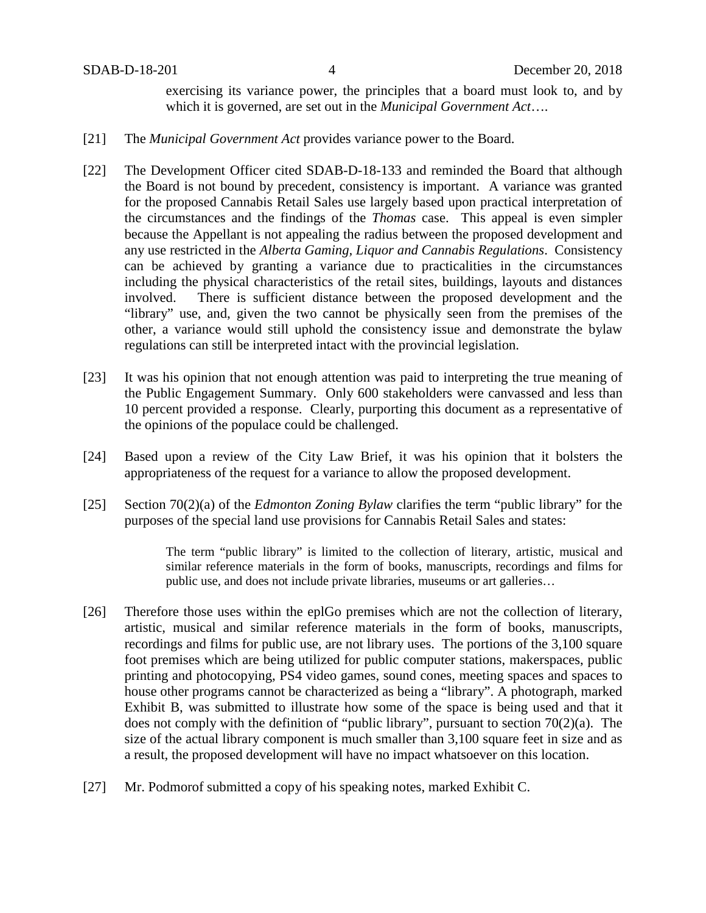exercising its variance power, the principles that a board must look to, and by which it is governed, are set out in the *Municipal Government Act*….

[21] The *Municipal Government Act* provides variance power to the Board.

[22] The Development Officer cited SDAB-D-18-133 and reminded the Board that although the Board is not bound by precedent, consistency is important. A variance was granted for the proposed Cannabis Retail Sales use largely based upon practical interpretation of the circumstances and the findings of the *Thomas* case. This appeal is even simpler because the Appellant is not appealing the radius between the proposed development and any use restricted in the *Alberta Gaming, Liquor and Cannabis Regulations*. Consistency can be achieved by granting a variance due to practicalities in the circumstances including the physical characteristics of the retail sites, buildings, layouts and distances involved. There is sufficient distance between the proposed development and the "library" use, and, given the two cannot be physically seen from the premises of the other, a variance would still uphold the consistency issue and demonstrate the bylaw regulations can still be interpreted intact with the provincial legislation.

[23] It was his opinion that not enough attention was paid to interpreting the true meaning of the Public Engagement Summary. Only 600 stakeholders were canvassed and less than 10 percent provided a response. Clearly, purporting this document as a representative of the opinions of the populace could be challenged.

[24] Based upon a review of the City Law Brief, it was his opinion that it bolsters the appropriateness of the request for a variance to allow the proposed development.

[25] Section 70(2)(a) of the *Edmonton Zoning Bylaw* clarifies the term "public library" for the purposes of the special land use provisions for Cannabis Retail Sales and states:

> The term "public library" is limited to the collection of literary, artistic, musical and similar reference materials in the form of books, manuscripts, recordings and films for public use, and does not include private libraries, museums or art galleries…

[26] Therefore those uses within the eplGo premises which are not the collection of literary, artistic, musical and similar reference materials in the form of books, manuscripts, recordings and films for public use, are not library uses. The portions of the 3,100 square foot premises which are being utilized for public computer stations, makerspaces, public printing and photocopying, PS4 video games, sound cones, meeting spaces and spaces to house other programs cannot be characterized as being a "library". A photograph, marked Exhibit B, was submitted to illustrate how some of the space is being used and that it does not comply with the definition of "public library", pursuant to section 70(2)(a). The size of the actual library component is much smaller than 3,100 square feet in size and as a result, the proposed development will have no impact whatsoever on this location.

[27] Mr. Podmorof submitted a copy of his speaking notes, marked Exhibit C.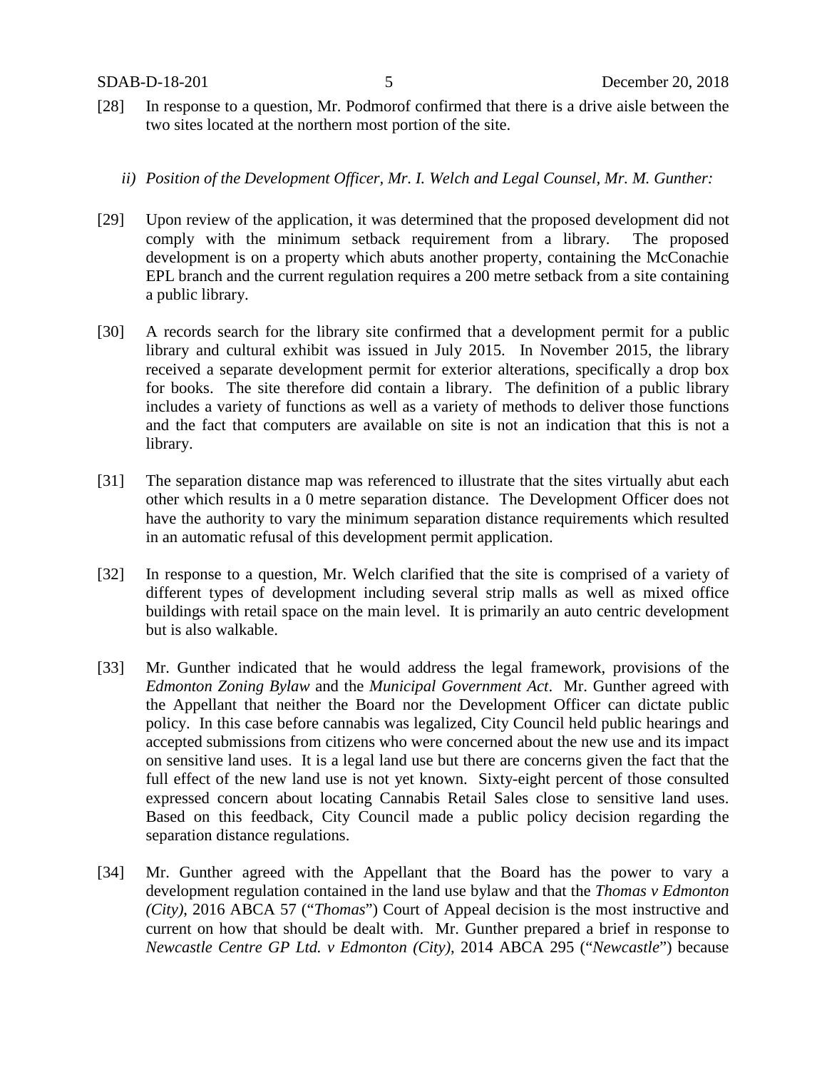[28] In response to a question, Mr. Podmorof confirmed that there is a drive aisle between the two sites located at the northern most portion of the site.

*ii) Position of the Development Officer, Mr. I. Welch and Legal Counsel, Mr. M. Gunther:*

[29] Upon review of the application, it was determined that the proposed development did not comply with the minimum setback requirement from a library. The proposed development is on a property which abuts another property, containing the McConachie EPL branch and the current regulation requires a 200 metre setback from a site containing a public library.

[30] A records search for the library site confirmed that a development permit for a public library and cultural exhibit was issued in July 2015. In November 2015, the library received a separate development permit for exterior alterations, specifically a drop box for books. The site therefore did contain a library. The definition of a public library includes a variety of functions as well as a variety of methods to deliver those functions and the fact that computers are available on site is not an indication that this is not a library.

[31] The separation distance map was referenced to illustrate that the sites virtually abut each other which results in a 0 metre separation distance. The Development Officer does not have the authority to vary the minimum separation distance requirements which resulted in an automatic refusal of this development permit application.

[32] In response to a question, Mr. Welch clarified that the site is comprised of a variety of different types of development including several strip malls as well as mixed office buildings with retail space on the main level. It is primarily an auto centric development but is also walkable.

[33] Mr. Gunther indicated that he would address the legal framework, provisions of the *Edmonton Zoning Bylaw* and the *Municipal Government Act*. Mr. Gunther agreed with the Appellant that neither the Board nor the Development Officer can dictate public policy. In this case before cannabis was legalized, City Council held public hearings and accepted submissions from citizens who were concerned about the new use and its impact on sensitive land uses. It is a legal land use but there are concerns given the fact that the full effect of the new land use is not yet known. Sixty-eight percent of those consulted expressed concern about locating Cannabis Retail Sales close to sensitive land uses. Based on this feedback, City Council made a public policy decision regarding the separation distance regulations.

[34] Mr. Gunther agreed with the Appellant that the Board has the power to vary a development regulation contained in the land use bylaw and that the *Thomas v Edmonton (City)*, 2016 ABCA 57 ("*Thomas*") Court of Appeal decision is the most instructive and current on how that should be dealt with. Mr. Gunther prepared a brief in response to *Newcastle Centre GP Ltd. v Edmonton (City)*, 2014 ABCA 295 ("*Newcastle*") because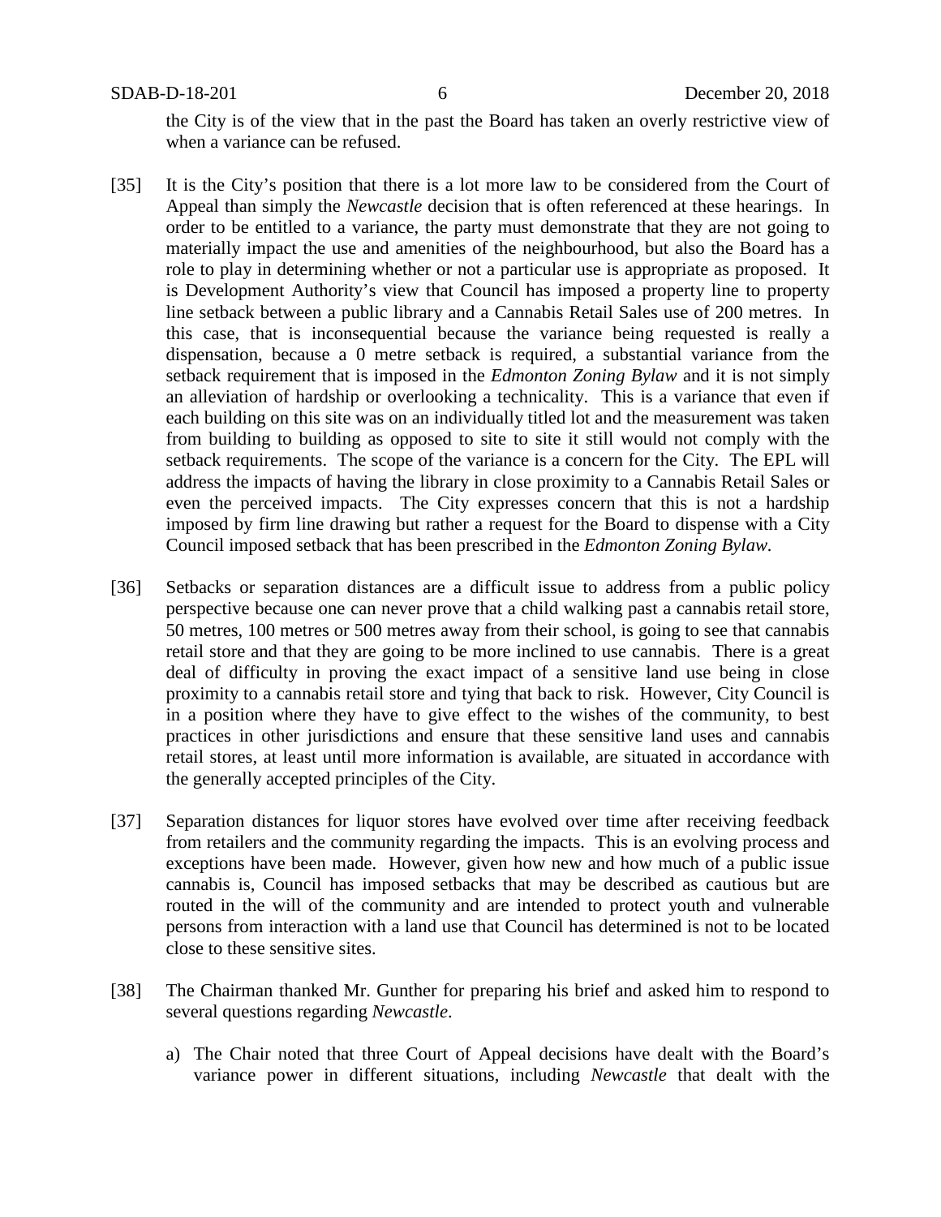the City is of the view that in the past the Board has taken an overly restrictive view of when a variance can be refused.

[35] It is the City's position that there is a lot more law to be considered from the Court of Appeal than simply the *Newcastle* decision that is often referenced at these hearings. In order to be entitled to a variance, the party must demonstrate that they are not going to materially impact the use and amenities of the neighbourhood, but also the Board has a role to play in determining whether or not a particular use is appropriate as proposed. It is Development Authority's view that Council has imposed a property line to property line setback between a public library and a Cannabis Retail Sales use of 200 metres. In this case, that is inconsequential because the variance being requested is really a dispensation, because a 0 metre setback is required, a substantial variance from the setback requirement that is imposed in the *Edmonton Zoning Bylaw* and it is not simply an alleviation of hardship or overlooking a technicality. This is a variance that even if each building on this site was on an individually titled lot and the measurement was taken from building to building as opposed to site to site it still would not comply with the setback requirements. The scope of the variance is a concern for the City. The EPL will address the impacts of having the library in close proximity to a Cannabis Retail Sales or even the perceived impacts. The City expresses concern that this is not a hardship imposed by firm line drawing but rather a request for the Board to dispense with a City Council imposed setback that has been prescribed in the *Edmonton Zoning Bylaw*.

[36] Setbacks or separation distances are a difficult issue to address from a public policy perspective because one can never prove that a child walking past a cannabis retail store, 50 metres, 100 metres or 500 metres away from their school, is going to see that cannabis retail store and that they are going to be more inclined to use cannabis. There is a great deal of difficulty in proving the exact impact of a sensitive land use being in close proximity to a cannabis retail store and tying that back to risk. However, City Council is in a position where they have to give effect to the wishes of the community, to best practices in other jurisdictions and ensure that these sensitive land uses and cannabis retail stores, at least until more information is available, are situated in accordance with the generally accepted principles of the City.

[37] Separation distances for liquor stores have evolved over time after receiving feedback from retailers and the community regarding the impacts. This is an evolving process and exceptions have been made. However, given how new and how much of a public issue cannabis is, Council has imposed setbacks that may be described as cautious but are routed in the will of the community and are intended to protect youth and vulnerable persons from interaction with a land use that Council has determined is not to be located close to these sensitive sites.

[38] The Chairman thanked Mr. Gunther for preparing his brief and asked him to respond to several questions regarding *Newcastle*.

a) The Chair noted that three Court of Appeal decisions have dealt with the Board's variance power in different situations, including *Newcastle* that dealt with the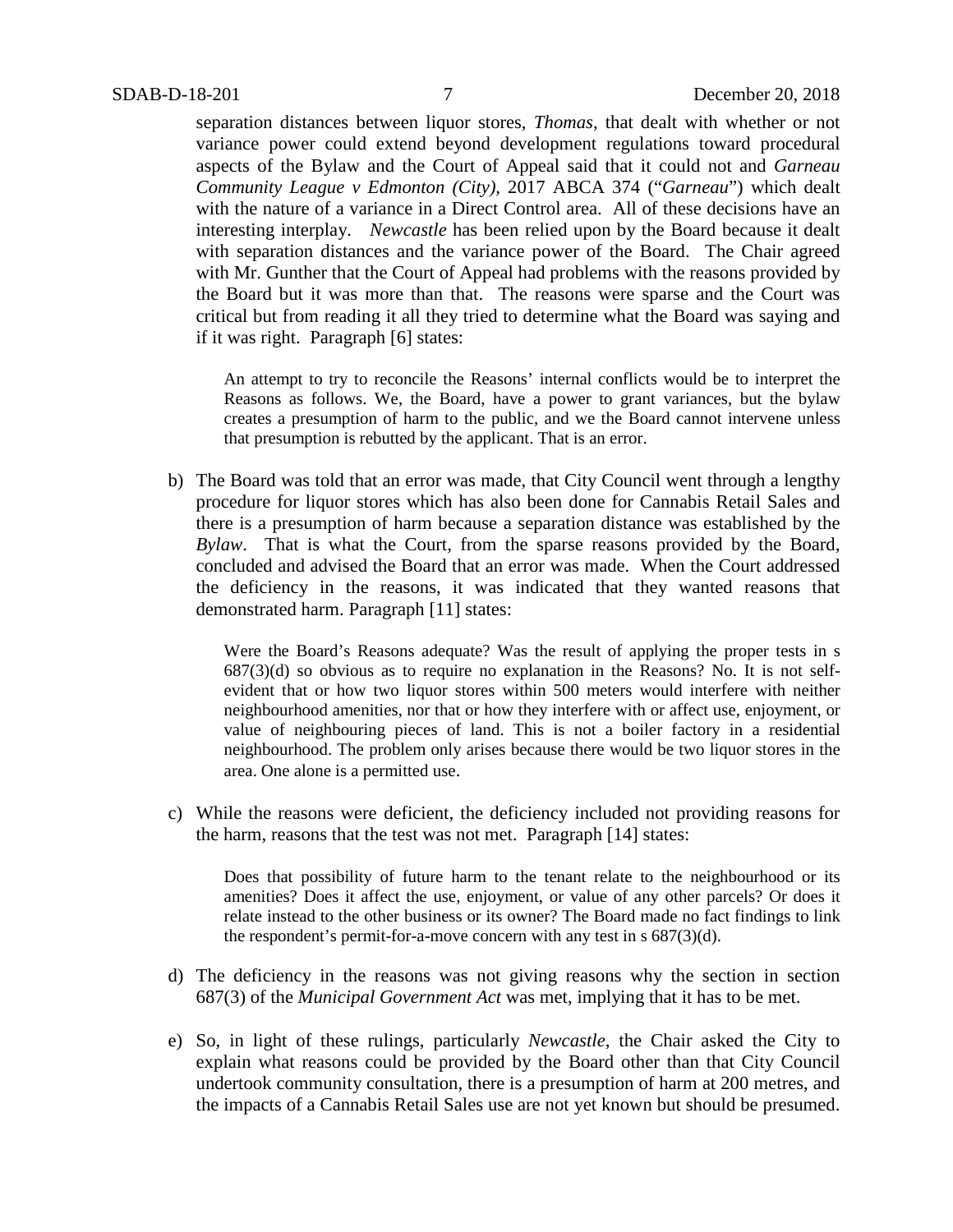separation distances between liquor stores, *Thomas*, that dealt with whether or not variance power could extend beyond development regulations toward procedural aspects of the Bylaw and the Court of Appeal said that it could not and *Garneau Community League v Edmonton (City)*, 2017 ABCA 374 ("*Garneau*") which dealt with the nature of a variance in a Direct Control area. All of these decisions have an interesting interplay. *Newcastle* has been relied upon by the Board because it dealt with separation distances and the variance power of the Board. The Chair agreed with Mr. Gunther that the Court of Appeal had problems with the reasons provided by the Board but it was more than that. The reasons were sparse and the Court was critical but from reading it all they tried to determine what the Board was saying and if it was right. Paragraph [6] states:

> An attempt to try to reconcile the Reasons' internal conflicts would be to interpret the Reasons as follows. We, the Board, have a power to grant variances, but the bylaw creates a presumption of harm to the public, and we the Board cannot intervene unless that presumption is rebutted by the applicant. That is an error.

b) The Board was told that an error was made, that City Council went through a lengthy procedure for liquor stores which has also been done for Cannabis Retail Sales and there is a presumption of harm because a separation distance was established by the *Bylaw*. That is what the Court, from the sparse reasons provided by the Board, concluded and advised the Board that an error was made. When the Court addressed the deficiency in the reasons, it was indicated that they wanted reasons that demonstrated harm. Paragraph [11] states:

> Were the Board's Reasons adequate? Was the result of applying the proper tests in s 687(3)(d) so obvious as to require no explanation in the Reasons? No. It is not self-evident that or how two liquor stores within 500 meters would interfere with neither neighbourhood amenities, nor that or how they interfere with or affect use, enjoyment, or value of neighbouring pieces of land. This is not a boiler factory in a residential neighbourhood. The problem only arises because there would be two liquor stores in the area. One alone is a permitted use.

c) While the reasons were deficient, the deficiency included not providing reasons for the harm, reasons that the test was not met. Paragraph [14] states:

> Does that possibility of future harm to the tenant relate to the neighbourhood or its amenities? Does it affect the use, enjoyment, or value of any other parcels? Or does it relate instead to the other business or its owner? The Board made no fact findings to link the respondent's permit-for-a-move concern with any test in s 687(3)(d).

d) The deficiency in the reasons was not giving reasons why the section in section 687(3) of the *Municipal Government Act* was met, implying that it has to be met.

e) So, in light of these rulings, particularly *Newcastle*, the Chair asked the City to explain what reasons could be provided by the Board other than that City Council undertook community consultation, there is a presumption of harm at 200 metres, and the impacts of a Cannabis Retail Sales use are not yet known but should be presumed.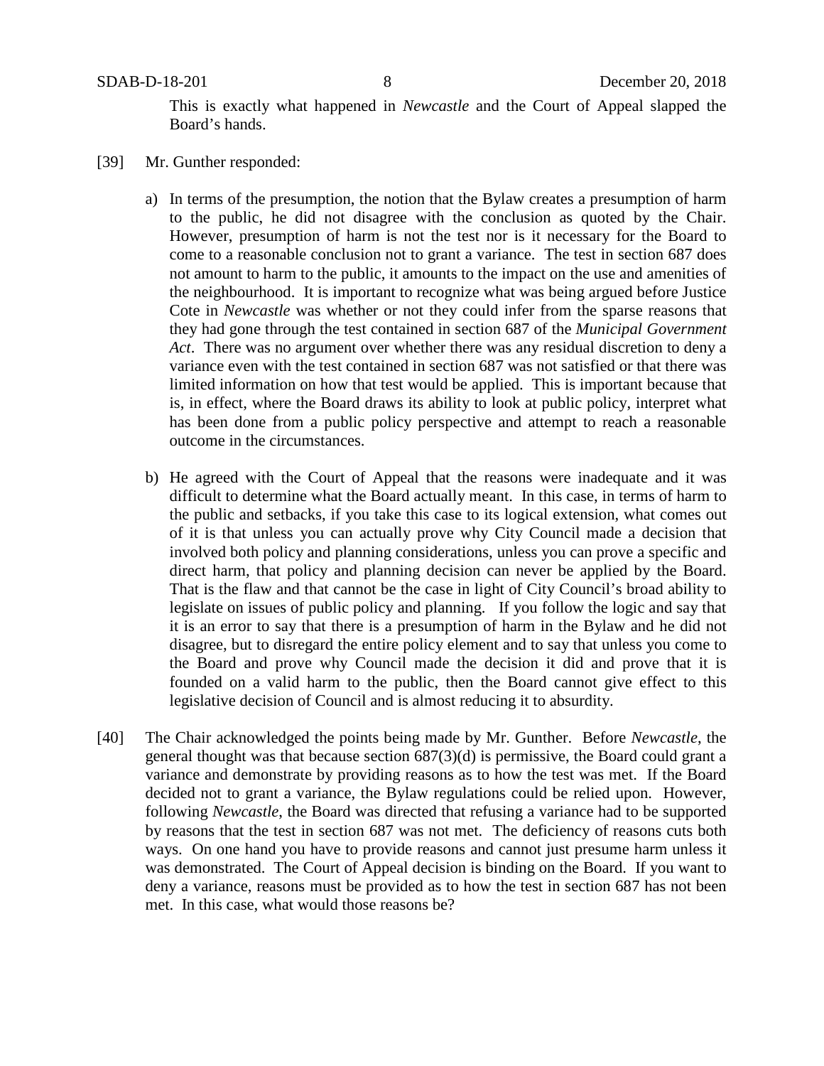This is exactly what happened in *Newcastle* and the Court of Appeal slapped the Board's hands.

[39] Mr. Gunther responded:

a) In terms of the presumption, the notion that the Bylaw creates a presumption of harm to the public, he did not disagree with the conclusion as quoted by the Chair. However, presumption of harm is not the test nor is it necessary for the Board to come to a reasonable conclusion not to grant a variance. The test in section 687 does not amount to harm to the public, it amounts to the impact on the use and amenities of the neighbourhood. It is important to recognize what was being argued before Justice Cote in *Newcastle* was whether or not they could infer from the sparse reasons that they had gone through the test contained in section 687 of the *Municipal Government Act*. There was no argument over whether there was any residual discretion to deny a variance even with the test contained in section 687 was not satisfied or that there was limited information on how that test would be applied. This is important because that is, in effect, where the Board draws its ability to look at public policy, interpret what has been done from a public policy perspective and attempt to reach a reasonable outcome in the circumstances.

b) He agreed with the Court of Appeal that the reasons were inadequate and it was difficult to determine what the Board actually meant. In this case, in terms of harm to the public and setbacks, if you take this case to its logical extension, what comes out of it is that unless you can actually prove why City Council made a decision that involved both policy and planning considerations, unless you can prove a specific and direct harm, that policy and planning decision can never be applied by the Board. That is the flaw and that cannot be the case in light of City Council's broad ability to legislate on issues of public policy and planning. If you follow the logic and say that it is an error to say that there is a presumption of harm in the Bylaw and he did not disagree, but to disregard the entire policy element and to say that unless you come to the Board and prove why Council made the decision it did and prove that it is founded on a valid harm to the public, then the Board cannot give effect to this legislative decision of Council and is almost reducing it to absurdity.

[40] The Chair acknowledged the points being made by Mr. Gunther. Before *Newcastle*, the general thought was that because section 687(3)(d) is permissive, the Board could grant a variance and demonstrate by providing reasons as to how the test was met. If the Board decided not to grant a variance, the Bylaw regulations could be relied upon. However, following *Newcastle*, the Board was directed that refusing a variance had to be supported by reasons that the test in section 687 was not met. The deficiency of reasons cuts both ways. On one hand you have to provide reasons and cannot just presume harm unless it was demonstrated. The Court of Appeal decision is binding on the Board. If you want to deny a variance, reasons must be provided as to how the test in section 687 has not been met. In this case, what would those reasons be?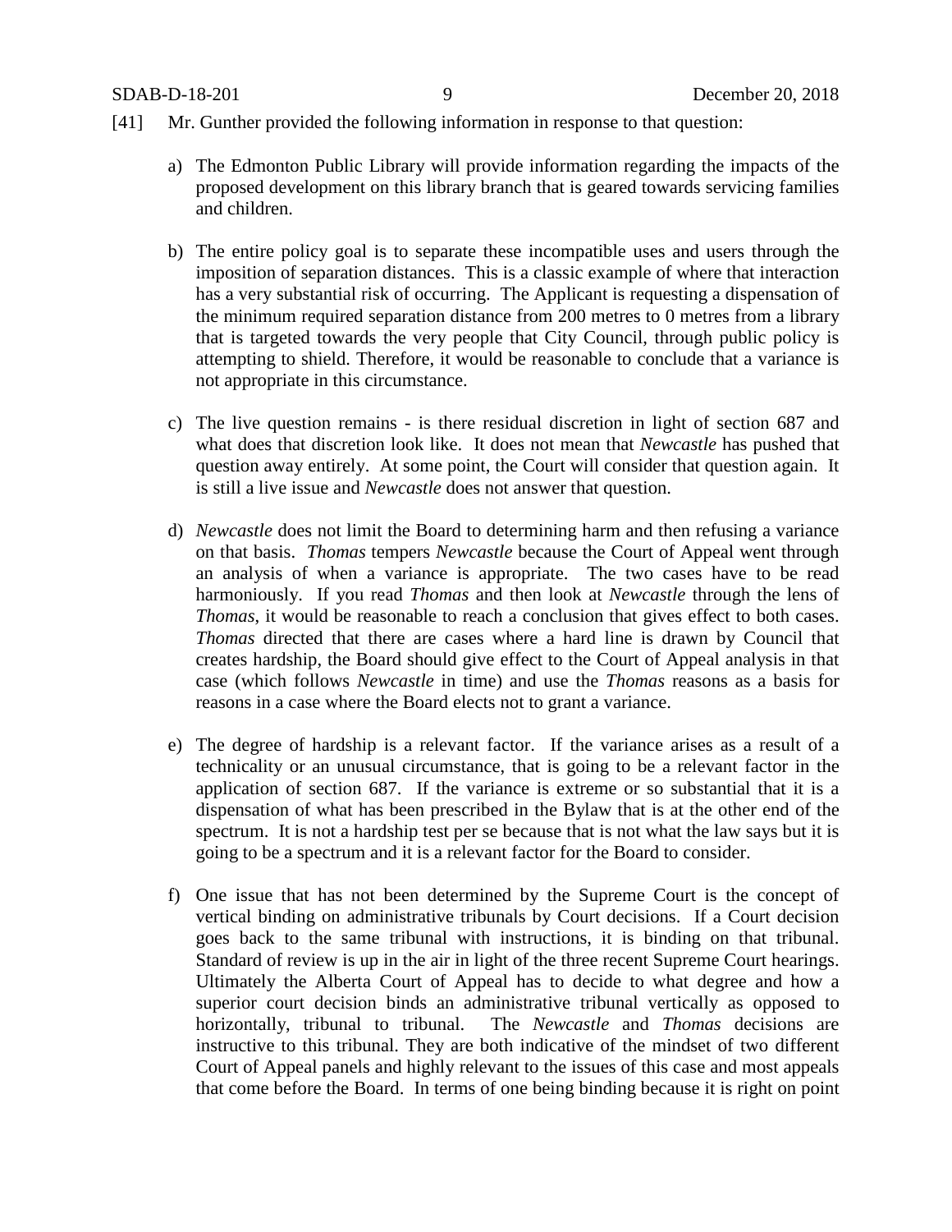[41] Mr. Gunther provided the following information in response to that question:

a) The Edmonton Public Library will provide information regarding the impacts of the proposed development on this library branch that is geared towards servicing families and children.

b) The entire policy goal is to separate these incompatible uses and users through the imposition of separation distances. This is a classic example of where that interaction has a very substantial risk of occurring. The Applicant is requesting a dispensation of the minimum required separation distance from 200 metres to 0 metres from a library that is targeted towards the very people that City Council, through public policy is attempting to shield. Therefore, it would be reasonable to conclude that a variance is not appropriate in this circumstance.

c) The live question remains - is there residual discretion in light of section 687 and what does that discretion look like. It does not mean that *Newcastle* has pushed that question away entirely. At some point, the Court will consider that question again. It is still a live issue and *Newcastle* does not answer that question.

d) *Newcastle* does not limit the Board to determining harm and then refusing a variance on that basis. *Thomas* tempers *Newcastle* because the Court of Appeal went through an analysis of when a variance is appropriate. The two cases have to be read harmoniously. If you read *Thomas* and then look at *Newcastle* through the lens of *Thomas*, it would be reasonable to reach a conclusion that gives effect to both cases. *Thomas* directed that there are cases where a hard line is drawn by Council that creates hardship, the Board should give effect to the Court of Appeal analysis in that case (which follows *Newcastle* in time) and use the *Thomas* reasons as a basis for reasons in a case where the Board elects not to grant a variance.

e) The degree of hardship is a relevant factor. If the variance arises as a result of a technicality or an unusual circumstance, that is going to be a relevant factor in the application of section 687. If the variance is extreme or so substantial that it is a dispensation of what has been prescribed in the Bylaw that is at the other end of the spectrum. It is not a hardship test per se because that is not what the law says but it is going to be a spectrum and it is a relevant factor for the Board to consider.

f) One issue that has not been determined by the Supreme Court is the concept of vertical binding on administrative tribunals by Court decisions. If a Court decision goes back to the same tribunal with instructions, it is binding on that tribunal. Standard of review is up in the air in light of the three recent Supreme Court hearings. Ultimately the Alberta Court of Appeal has to decide to what degree and how a superior court decision binds an administrative tribunal vertically as opposed to horizontally, tribunal to tribunal. The *Newcastle* and *Thomas* decisions are instructive to this tribunal. They are both indicative of the mindset of two different Court of Appeal panels and highly relevant to the issues of this case and most appeals that come before the Board. In terms of one being binding because it is right on point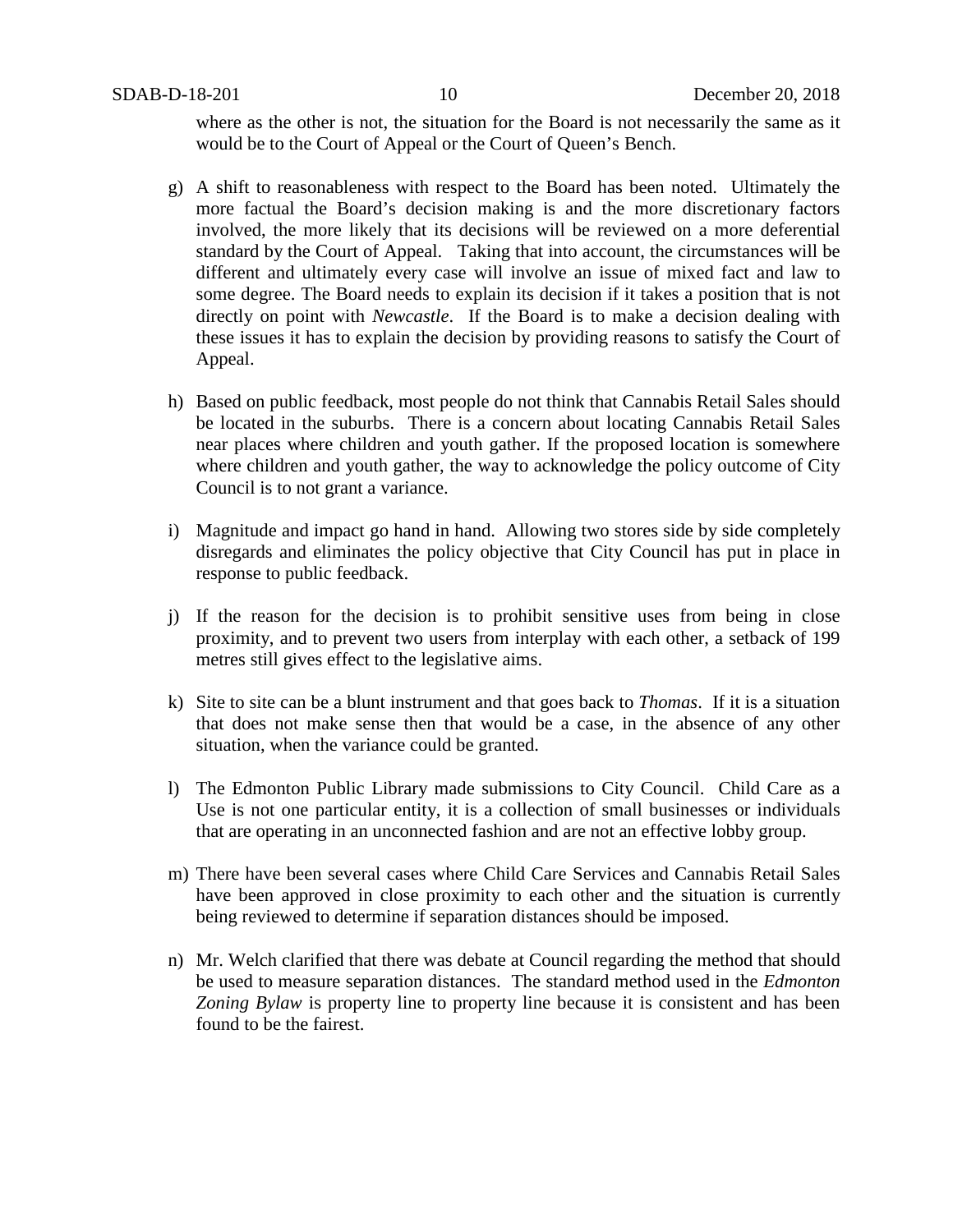where as the other is not, the situation for the Board is not necessarily the same as it would be to the Court of Appeal or the Court of Queen's Bench.

g) A shift to reasonableness with respect to the Board has been noted. Ultimately the more factual the Board's decision making is and the more discretionary factors involved, the more likely that its decisions will be reviewed on a more deferential standard by the Court of Appeal. Taking that into account, the circumstances will be different and ultimately every case will involve an issue of mixed fact and law to some degree. The Board needs to explain its decision if it takes a position that is not directly on point with *Newcastle*. If the Board is to make a decision dealing with these issues it has to explain the decision by providing reasons to satisfy the Court of Appeal.

h) Based on public feedback, most people do not think that Cannabis Retail Sales should be located in the suburbs. There is a concern about locating Cannabis Retail Sales near places where children and youth gather. If the proposed location is somewhere where children and youth gather, the way to acknowledge the policy outcome of City Council is to not grant a variance.

i) Magnitude and impact go hand in hand. Allowing two stores side by side completely disregards and eliminates the policy objective that City Council has put in place in response to public feedback.

j) If the reason for the decision is to prohibit sensitive uses from being in close proximity, and to prevent two users from interplay with each other, a setback of 199 metres still gives effect to the legislative aims.

k) Site to site can be a blunt instrument and that goes back to *Thomas*. If it is a situation that does not make sense then that would be a case, in the absence of any other situation, when the variance could be granted.

l) The Edmonton Public Library made submissions to City Council. Child Care as a Use is not one particular entity, it is a collection of small businesses or individuals that are operating in an unconnected fashion and are not an effective lobby group.

m) There have been several cases where Child Care Services and Cannabis Retail Sales have been approved in close proximity to each other and the situation is currently being reviewed to determine if separation distances should be imposed.

n) Mr. Welch clarified that there was debate at Council regarding the method that should be used to measure separation distances. The standard method used in the *Edmonton Zoning Bylaw* is property line to property line because it is consistent and has been found to be the fairest.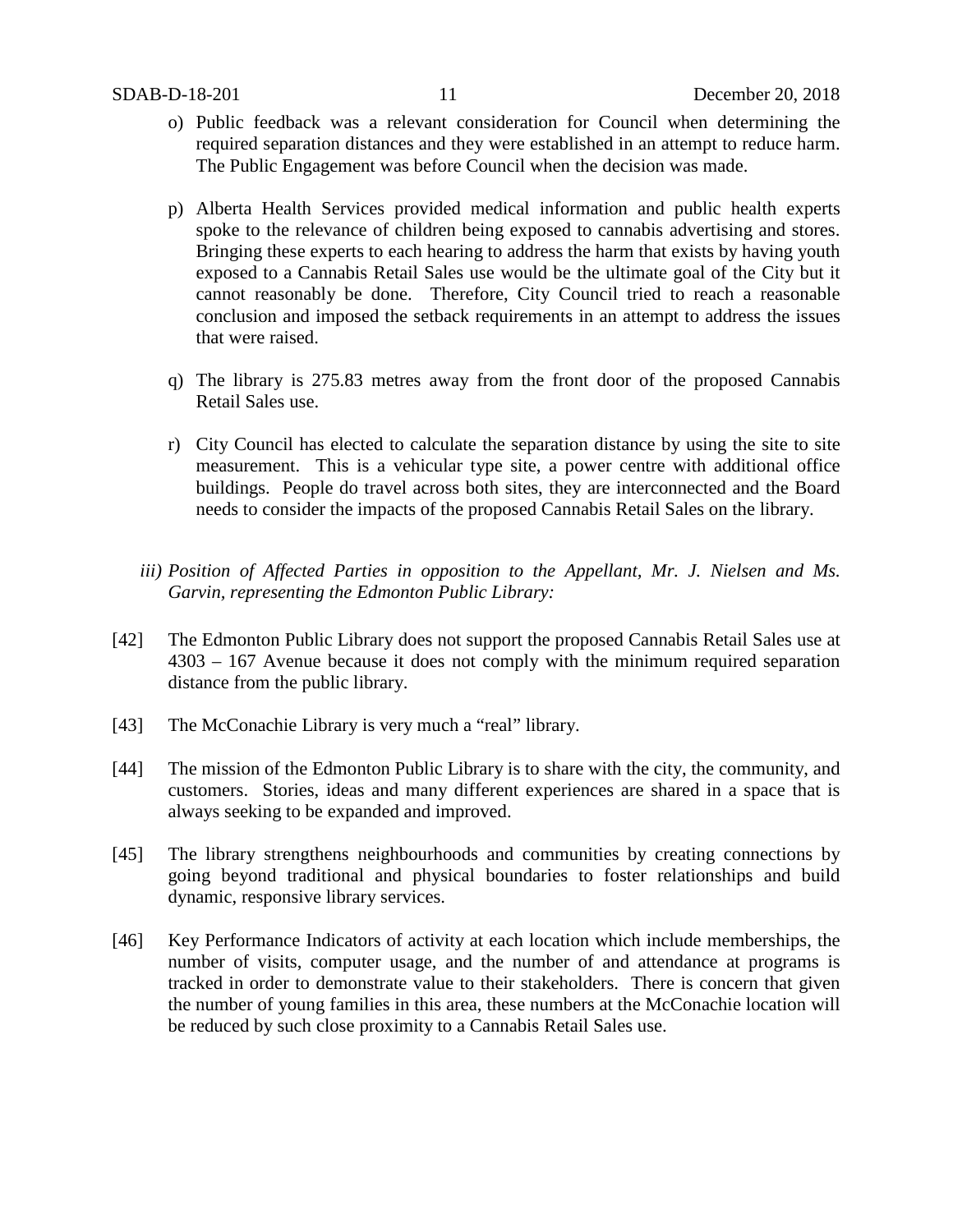o) Public feedback was a relevant consideration for Council when determining the required separation distances and they were established in an attempt to reduce harm. The Public Engagement was before Council when the decision was made.

p) Alberta Health Services provided medical information and public health experts spoke to the relevance of children being exposed to cannabis advertising and stores. Bringing these experts to each hearing to address the harm that exists by having youth exposed to a Cannabis Retail Sales use would be the ultimate goal of the City but it cannot reasonably be done. Therefore, City Council tried to reach a reasonable conclusion and imposed the setback requirements in an attempt to address the issues that were raised.

q) The library is 275.83 metres away from the front door of the proposed Cannabis Retail Sales use.

r) City Council has elected to calculate the separation distance by using the site to site measurement. This is a vehicular type site, a power centre with additional office buildings. People do travel across both sites, they are interconnected and the Board needs to consider the impacts of the proposed Cannabis Retail Sales on the library.

*iii) Position of Affected Parties in opposition to the Appellant, Mr. J. Nielsen and Ms. Garvin, representing the Edmonton Public Library:*

[42] The Edmonton Public Library does not support the proposed Cannabis Retail Sales use at 4303 – 167 Avenue because it does not comply with the minimum required separation distance from the public library.

[43] The McConachie Library is very much a "real" library.

[44] The mission of the Edmonton Public Library is to share with the city, the community, and customers. Stories, ideas and many different experiences are shared in a space that is always seeking to be expanded and improved.

[45] The library strengthens neighbourhoods and communities by creating connections by going beyond traditional and physical boundaries to foster relationships and build dynamic, responsive library services.

[46] Key Performance Indicators of activity at each location which include memberships, the number of visits, computer usage, and the number of and attendance at programs is tracked in order to demonstrate value to their stakeholders. There is concern that given the number of young families in this area, these numbers at the McConachie location will be reduced by such close proximity to a Cannabis Retail Sales use.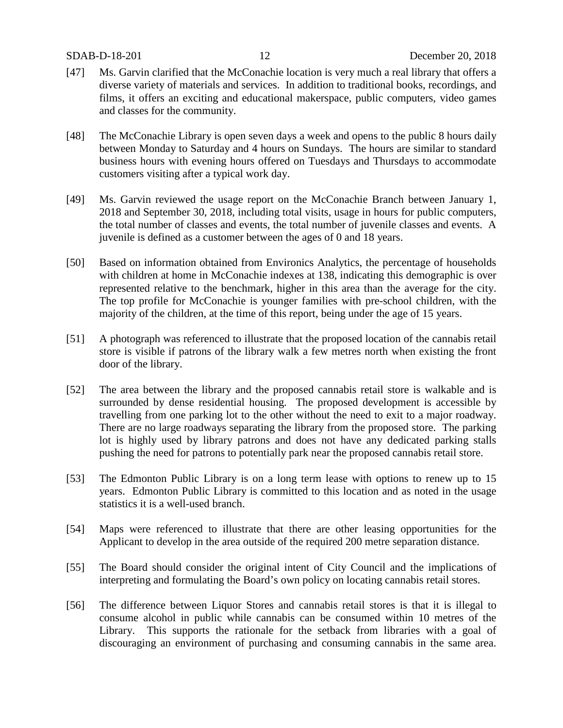[47] Ms. Garvin clarified that the McConachie location is very much a real library that offers a diverse variety of materials and services. In addition to traditional books, recordings, and films, it offers an exciting and educational makerspace, public computers, video games and classes for the community.

[48] The McConachie Library is open seven days a week and opens to the public 8 hours daily between Monday to Saturday and 4 hours on Sundays. The hours are similar to standard business hours with evening hours offered on Tuesdays and Thursdays to accommodate customers visiting after a typical work day.

[49] Ms. Garvin reviewed the usage report on the McConachie Branch between January 1, 2018 and September 30, 2018, including total visits, usage in hours for public computers, the total number of classes and events, the total number of juvenile classes and events. A juvenile is defined as a customer between the ages of 0 and 18 years.

[50] Based on information obtained from Environics Analytics, the percentage of households with children at home in McConachie indexes at 138, indicating this demographic is over represented relative to the benchmark, higher in this area than the average for the city. The top profile for McConachie is younger families with pre-school children, with the majority of the children, at the time of this report, being under the age of 15 years.

[51] A photograph was referenced to illustrate that the proposed location of the cannabis retail store is visible if patrons of the library walk a few metres north when existing the front door of the library.

[52] The area between the library and the proposed cannabis retail store is walkable and is surrounded by dense residential housing. The proposed development is accessible by travelling from one parking lot to the other without the need to exit to a major roadway. There are no large roadways separating the library from the proposed store. The parking lot is highly used by library patrons and does not have any dedicated parking stalls pushing the need for patrons to potentially park near the proposed cannabis retail store.

[53] The Edmonton Public Library is on a long term lease with options to renew up to 15 years. Edmonton Public Library is committed to this location and as noted in the usage statistics it is a well-used branch.

[54] Maps were referenced to illustrate that there are other leasing opportunities for the Applicant to develop in the area outside of the required 200 metre separation distance.

[55] The Board should consider the original intent of City Council and the implications of interpreting and formulating the Board's own policy on locating cannabis retail stores.

[56] The difference between Liquor Stores and cannabis retail stores is that it is illegal to consume alcohol in public while cannabis can be consumed within 10 metres of the Library. This supports the rationale for the setback from libraries with a goal of discouraging an environment of purchasing and consuming cannabis in the same area.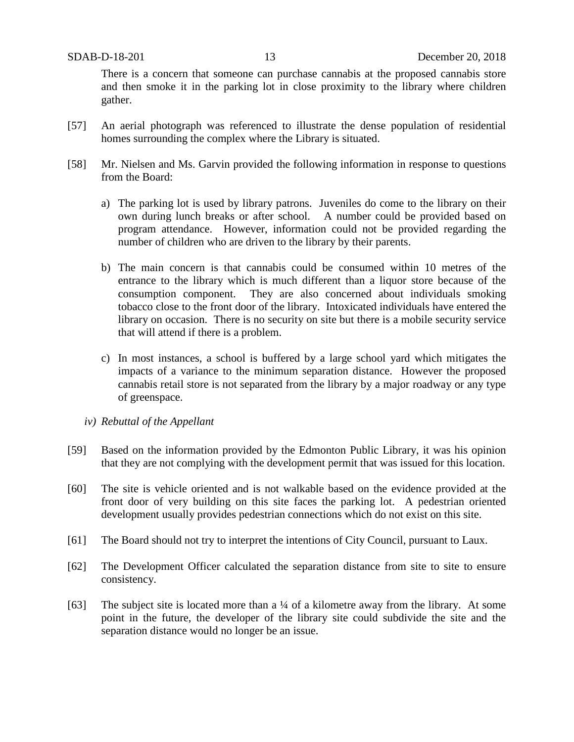There is a concern that someone can purchase cannabis at the proposed cannabis store and then smoke it in the parking lot in close proximity to the library where children gather.

[57] An aerial photograph was referenced to illustrate the dense population of residential homes surrounding the complex where the Library is situated.

[58] Mr. Nielsen and Ms. Garvin provided the following information in response to questions from the Board:

a) The parking lot is used by library patrons. Juveniles do come to the library on their own during lunch breaks or after school. A number could be provided based on program attendance. However, information could not be provided regarding the number of children who are driven to the library by their parents.

b) The main concern is that cannabis could be consumed within 10 metres of the entrance to the library which is much different than a liquor store because of the consumption component. They are also concerned about individuals smoking tobacco close to the front door of the library. Intoxicated individuals have entered the library on occasion. There is no security on site but there is a mobile security service that will attend if there is a problem.

c) In most instances, a school is buffered by a large school yard which mitigates the impacts of a variance to the minimum separation distance. However the proposed cannabis retail store is not separated from the library by a major roadway or any type of greenspace.

*iv) Rebuttal of the Appellant*

[59] Based on the information provided by the Edmonton Public Library, it was his opinion that they are not complying with the development permit that was issued for this location.

[60] The site is vehicle oriented and is not walkable based on the evidence provided at the front door of very building on this site faces the parking lot. A pedestrian oriented development usually provides pedestrian connections which do not exist on this site.

[61] The Board should not try to interpret the intentions of City Council, pursuant to Laux.

[62] The Development Officer calculated the separation distance from site to site to ensure consistency.

[63] The subject site is located more than a ¼ of a kilometre away from the library. At some point in the future, the developer of the library site could subdivide the site and the separation distance would no longer be an issue.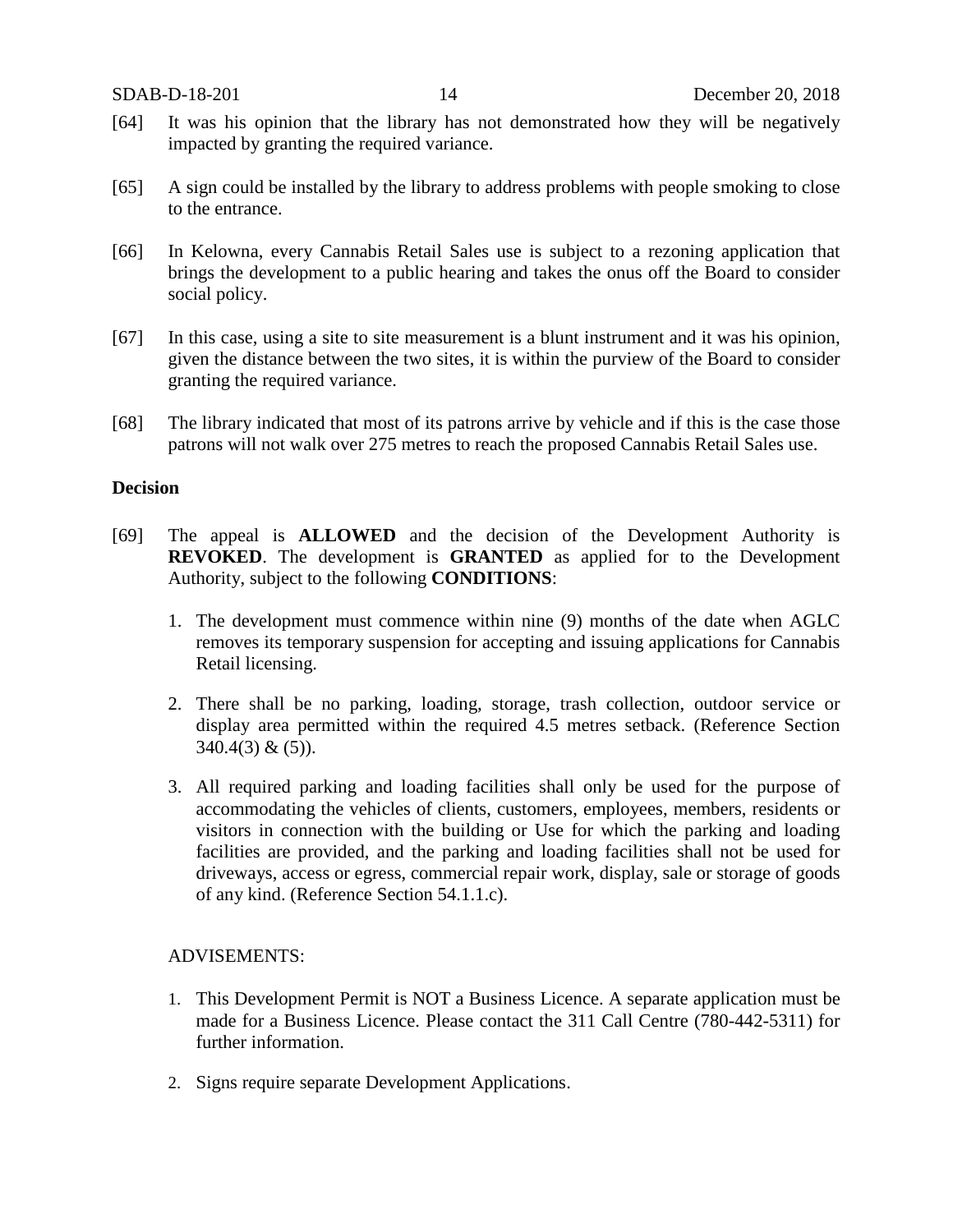[64] It was his opinion that the library has not demonstrated how they will be negatively impacted by granting the required variance.

[65] A sign could be installed by the library to address problems with people smoking to close to the entrance.

[66] In Kelowna, every Cannabis Retail Sales use is subject to a rezoning application that brings the development to a public hearing and takes the onus off the Board to consider social policy.

[67] In this case, using a site to site measurement is a blunt instrument and it was his opinion, given the distance between the two sites, it is within the purview of the Board to consider granting the required variance.

[68] The library indicated that most of its patrons arrive by vehicle and if this is the case those patrons will not walk over 275 metres to reach the proposed Cannabis Retail Sales use.

**Decision**

[69] The appeal is **ALLOWED** and the decision of the Development Authority is **REVOKED**. The development is **GRANTED** as applied for to the Development Authority, subject to the following **CONDITIONS**:

1. The development must commence within nine (9) months of the date when AGLC removes its temporary suspension for accepting and issuing applications for Cannabis Retail licensing.

2. There shall be no parking, loading, storage, trash collection, outdoor service or display area permitted within the required 4.5 metres setback. (Reference Section 340.4(3) & (5)).

3. All required parking and loading facilities shall only be used for the purpose of accommodating the vehicles of clients, customers, employees, members, residents or visitors in connection with the building or Use for which the parking and loading facilities are provided, and the parking and loading facilities shall not be used for driveways, access or egress, commercial repair work, display, sale or storage of goods of any kind. (Reference Section 54.1.1.c).

ADVISEMENTS:

1. This Development Permit is NOT a Business Licence. A separate application must be made for a Business Licence. Please contact the 311 Call Centre (780-442-5311) for further information.

2. Signs require separate Development Applications.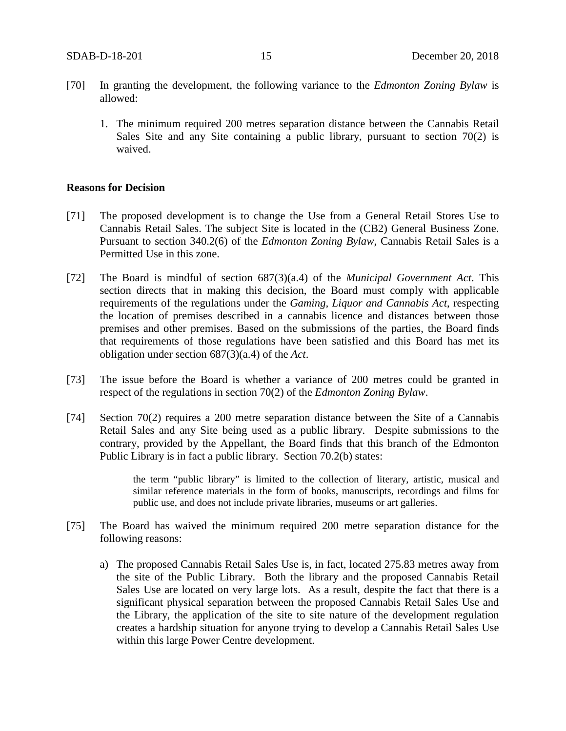[70] In granting the development, the following variance to the *Edmonton Zoning Bylaw* is allowed:

1. The minimum required 200 metres separation distance between the Cannabis Retail Sales Site and any Site containing a public library, pursuant to section 70(2) is waived.

**Reasons for Decision**

[71] The proposed development is to change the Use from a General Retail Stores Use to Cannabis Retail Sales. The subject Site is located in the (CB2) General Business Zone. Pursuant to section 340.2(6) of the *Edmonton Zoning Bylaw*, Cannabis Retail Sales is a Permitted Use in this zone.

[72] The Board is mindful of section 687(3)(a.4) of the *Municipal Government Act*. This section directs that in making this decision, the Board must comply with applicable requirements of the regulations under the *Gaming, Liquor and Cannabis Act*, respecting the location of premises described in a cannabis licence and distances between those premises and other premises. Based on the submissions of the parties, the Board finds that requirements of those regulations have been satisfied and this Board has met its obligation under section 687(3)(a.4) of the *Act*.

[73] The issue before the Board is whether a variance of 200 metres could be granted in respect of the regulations in section 70(2) of the *Edmonton Zoning Bylaw*.

[74] Section 70(2) requires a 200 metre separation distance between the Site of a Cannabis Retail Sales and any Site being used as a public library. Despite submissions to the contrary, provided by the Appellant, the Board finds that this branch of the Edmonton Public Library is in fact a public library. Section 70.2(b) states:

> the term "public library" is limited to the collection of literary, artistic, musical and similar reference materials in the form of books, manuscripts, recordings and films for public use, and does not include private libraries, museums or art galleries.

[75] The Board has waived the minimum required 200 metre separation distance for the following reasons:

a) The proposed Cannabis Retail Sales Use is, in fact, located 275.83 metres away from the site of the Public Library. Both the library and the proposed Cannabis Retail Sales Use are located on very large lots. As a result, despite the fact that there is a significant physical separation between the proposed Cannabis Retail Sales Use and the Library, the application of the site to site nature of the development regulation creates a hardship situation for anyone trying to develop a Cannabis Retail Sales Use within this large Power Centre development.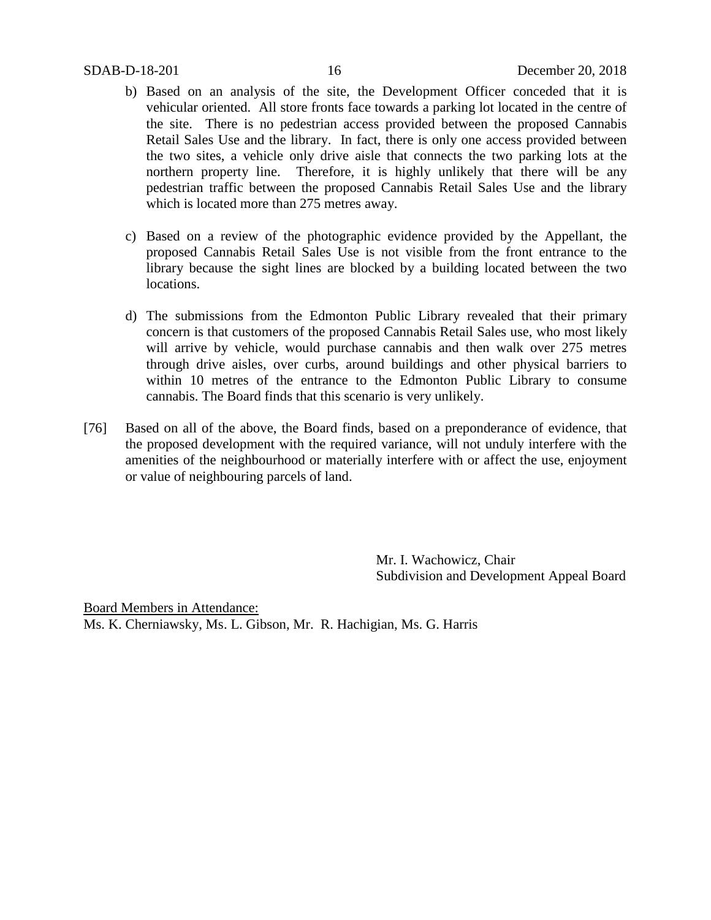b) Based on an analysis of the site, the Development Officer conceded that it is vehicular oriented. All store fronts face towards a parking lot located in the centre of the site. There is no pedestrian access provided between the proposed Cannabis Retail Sales Use and the library. In fact, there is only one access provided between the two sites, a vehicle only drive aisle that connects the two parking lots at the northern property line. Therefore, it is highly unlikely that there will be any pedestrian traffic between the proposed Cannabis Retail Sales Use and the library which is located more than 275 metres away.

c) Based on a review of the photographic evidence provided by the Appellant, the proposed Cannabis Retail Sales Use is not visible from the front entrance to the library because the sight lines are blocked by a building located between the two locations.

d) The submissions from the Edmonton Public Library revealed that their primary concern is that customers of the proposed Cannabis Retail Sales use, who most likely will arrive by vehicle, would purchase cannabis and then walk over 275 metres through drive aisles, over curbs, around buildings and other physical barriers to within 10 metres of the entrance to the Edmonton Public Library to consume cannabis. The Board finds that this scenario is very unlikely.

[76] Based on all of the above, the Board finds, based on a preponderance of evidence, that the proposed development with the required variance, will not unduly interfere with the amenities of the neighbourhood or materially interfere with or affect the use, enjoyment or value of neighbouring parcels of land.

Mr. I. Wachowicz, Chair
Subdivision and Development Appeal Board

<u>Board Members in Attendance:</u>
Ms. K. Cherniawsky, Ms. L. Gibson, Mr. R. Hachigian, Ms. G. Harris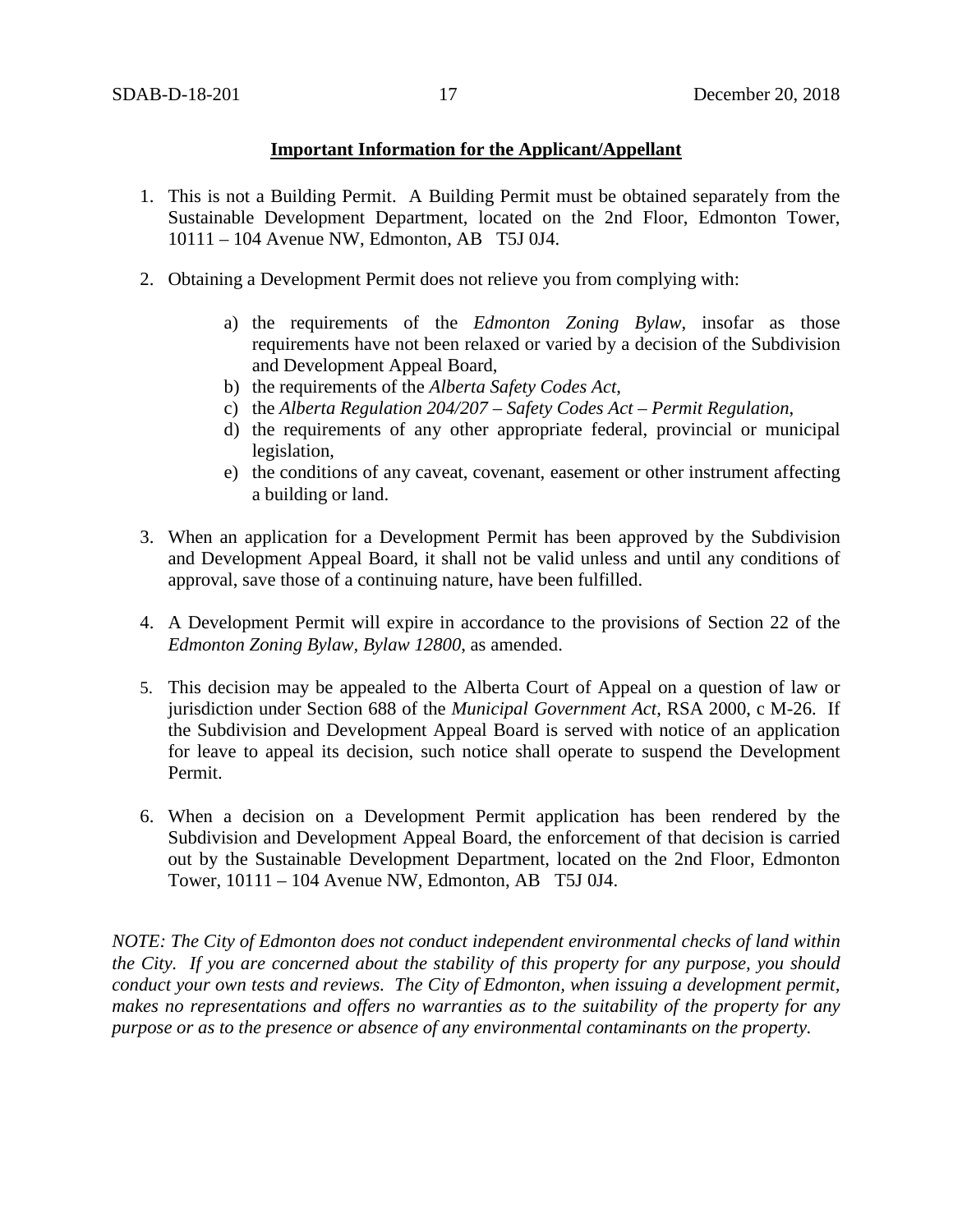**Important Information for the Applicant/Appellant**

1. This is not a Building Permit. A Building Permit must be obtained separately from the Sustainable Development Department, located on the 2nd Floor, Edmonton Tower, 10111 – 104 Avenue NW, Edmonton, AB T5J 0J4.

2. Obtaining a Development Permit does not relieve you from complying with:

    a) the requirements of the *Edmonton Zoning Bylaw*, insofar as those requirements have not been relaxed or varied by a decision of the Subdivision and Development Appeal Board,
    b) the requirements of the *Alberta Safety Codes Act*,
    c) the *Alberta Regulation 204/207 – Safety Codes Act – Permit Regulation*,
    d) the requirements of any other appropriate federal, provincial or municipal legislation,
    e) the conditions of any caveat, covenant, easement or other instrument affecting a building or land.

3. When an application for a Development Permit has been approved by the Subdivision and Development Appeal Board, it shall not be valid unless and until any conditions of approval, save those of a continuing nature, have been fulfilled.

4. A Development Permit will expire in accordance to the provisions of Section 22 of the *Edmonton Zoning Bylaw, Bylaw 12800*, as amended.

5. This decision may be appealed to the Alberta Court of Appeal on a question of law or jurisdiction under Section 688 of the *Municipal Government Act*, RSA 2000, c M-26. If the Subdivision and Development Appeal Board is served with notice of an application for leave to appeal its decision, such notice shall operate to suspend the Development Permit.

6. When a decision on a Development Permit application has been rendered by the Subdivision and Development Appeal Board, the enforcement of that decision is carried out by the Sustainable Development Department, located on the 2nd Floor, Edmonton Tower, 10111 – 104 Avenue NW, Edmonton, AB T5J 0J4.

*NOTE: The City of Edmonton does not conduct independent environmental checks of land within the City. If you are concerned about the stability of this property for any purpose, you should conduct your own tests and reviews. The City of Edmonton, when issuing a development permit, makes no representations and offers no warranties as to the suitability of the property for any purpose or as to the presence or absence of any environmental contaminants on the property.*